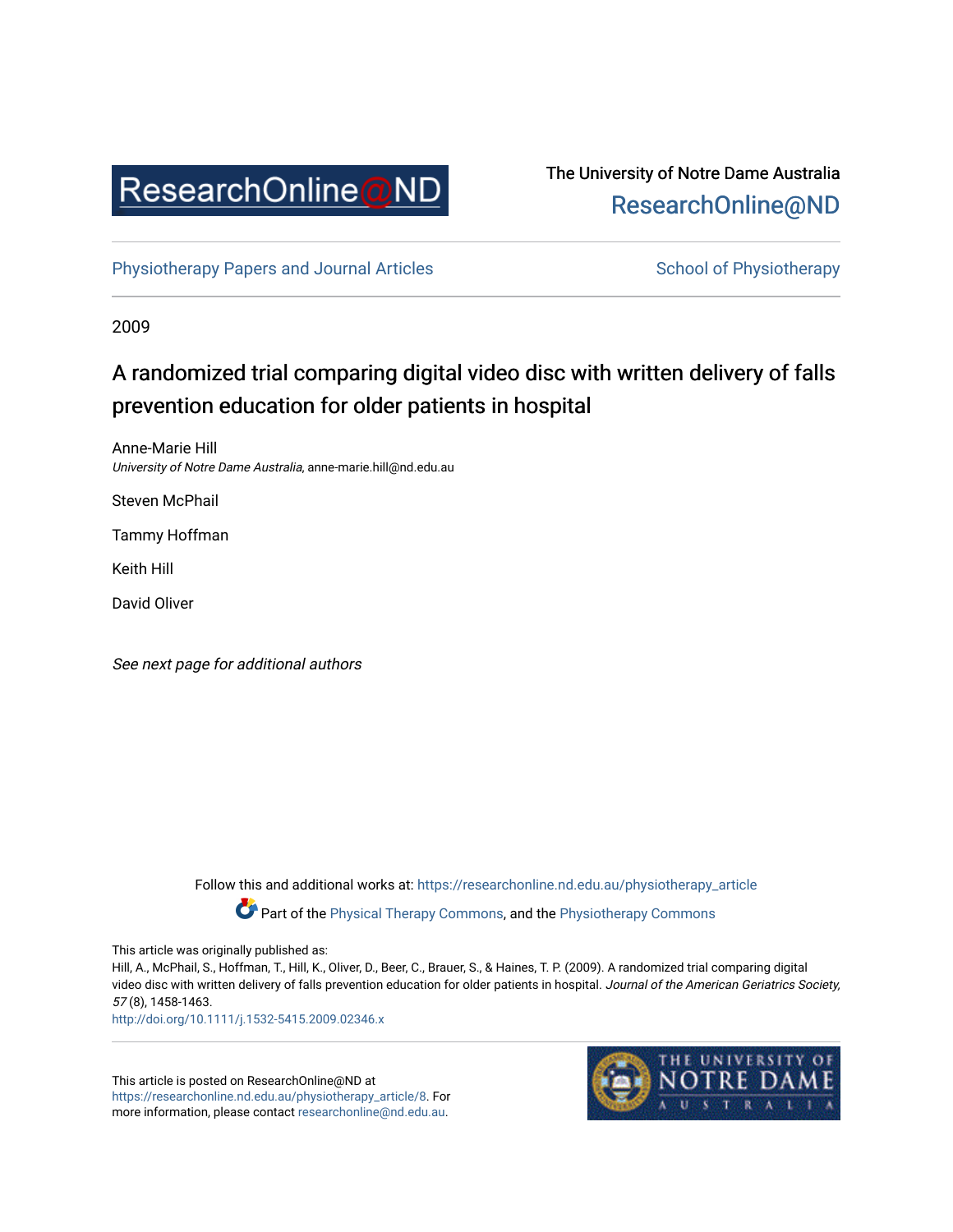ResearchOnline@ND

The University of Notre Dame Australia
ResearchOnline@ND

Physiotherapy Papers and Journal Articles — School of Physiotherapy

2009

# A randomized trial comparing digital video disc with written delivery of falls prevention education for older patients in hospital

Anne-Marie Hill
*University of Notre Dame Australia*, anne-marie.hill@nd.edu.au

Steven McPhail

Tammy Hoffman

Keith Hill

David Oliver

*See next page for additional authors*

Follow this and additional works at: https://researchonline.nd.edu.au/physiotherapy_article

Part of the Physical Therapy Commons, and the Physiotherapy Commons

This article was originally published as:
Hill, A., McPhail, S., Hoffman, T., Hill, K., Oliver, D., Beer, C., Brauer, S., & Haines, T. P. (2009). A randomized trial comparing digital video disc with written delivery of falls prevention education for older patients in hospital. *Journal of the American Geriatrics Society, 57* (8), 1458-1463.
http://doi.org/10.1111/j.1532-5415.2009.02346.x

This article is posted on ResearchOnline@ND at https://researchonline.nd.edu.au/physiotherapy_article/8. For more information, please contact researchonline@nd.edu.au.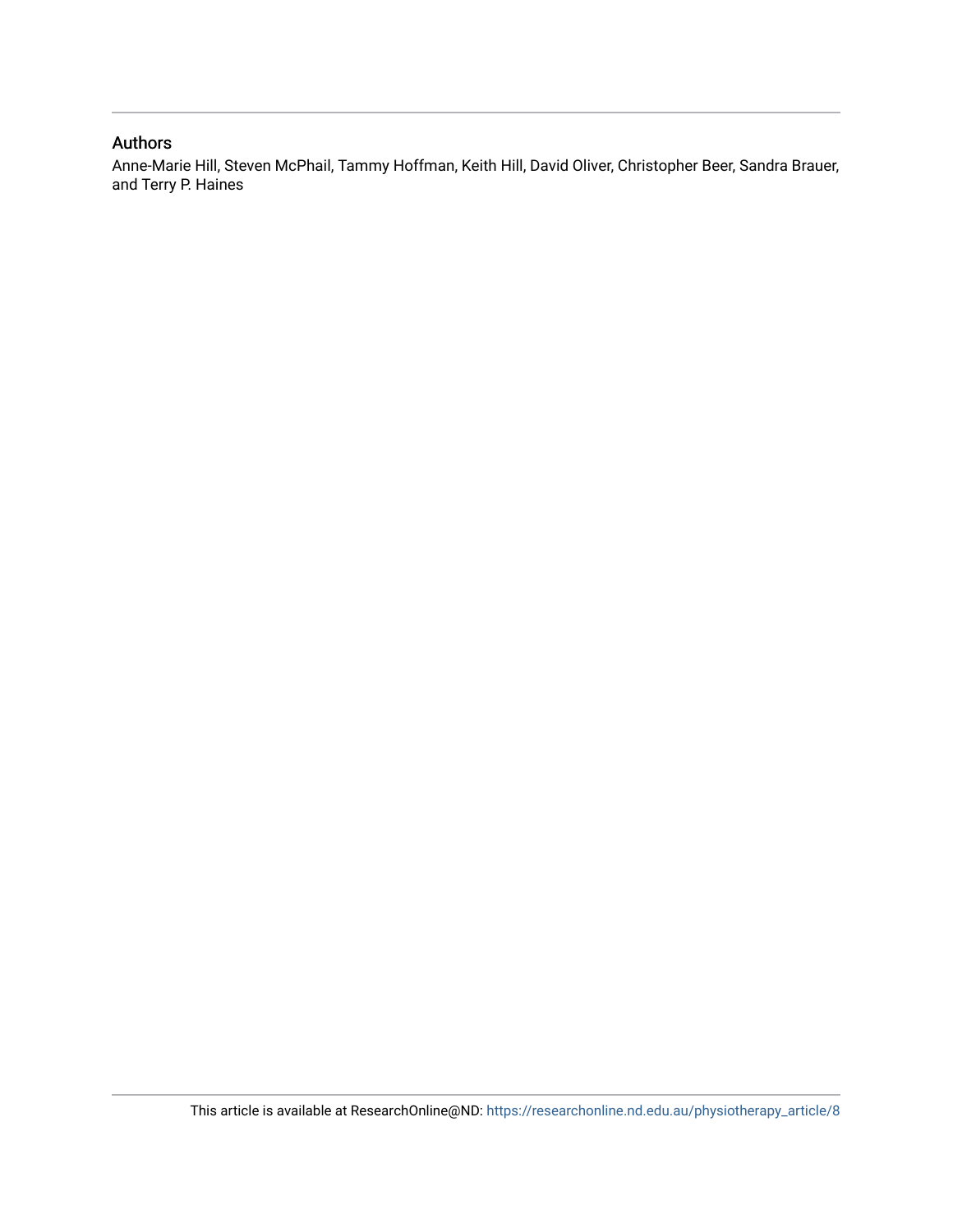## Authors

Anne-Marie Hill, Steven McPhail, Tammy Hoffman, Keith Hill, David Oliver, Christopher Beer, Sandra Brauer, and Terry P. Haines

This article is available at ResearchOnline@ND: https://researchonline.nd.edu.au/physiotherapy_article/8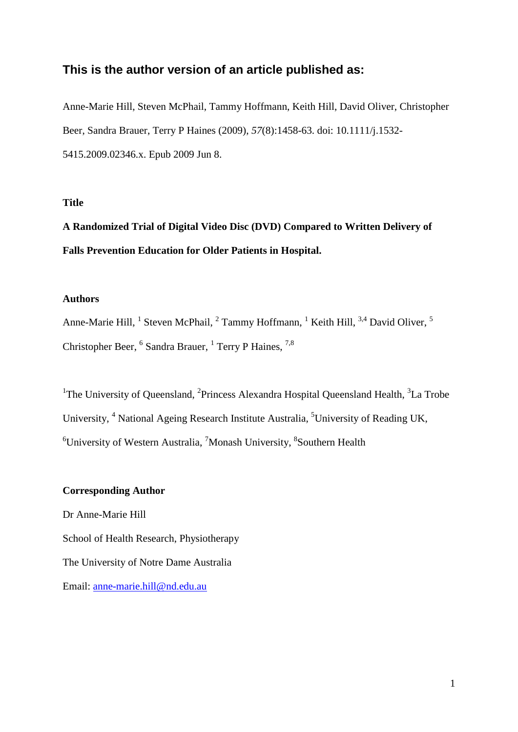## This is the author version of an article published as:

Anne-Marie Hill, Steven McPhail, Tammy Hoffmann, Keith Hill, David Oliver, Christopher Beer, Sandra Brauer, Terry P Haines (2009), *57*(8):1458-63. doi: 10.1111/j.1532-5415.2009.02346.x. Epub 2009 Jun 8.

**Title**

**A Randomized Trial of Digital Video Disc (DVD) Compared to Written Delivery of Falls Prevention Education for Older Patients in Hospital.**

**Authors**

Anne-Marie Hill, [1] Steven McPhail, [2] Tammy Hoffmann, [1] Keith Hill, [3,4] David Oliver, [5] Christopher Beer, [6] Sandra Brauer, [1] Terry P Haines, [7,8]

[1]The University of Queensland, [2]Princess Alexandra Hospital Queensland Health, [3]La Trobe University, [4] National Ageing Research Institute Australia, [5]University of Reading UK, [6]University of Western Australia, [7]Monash University, [8]Southern Health

**Corresponding Author**

Dr Anne-Marie Hill

School of Health Research, Physiotherapy

The University of Notre Dame Australia

Email: anne-marie.hill@nd.edu.au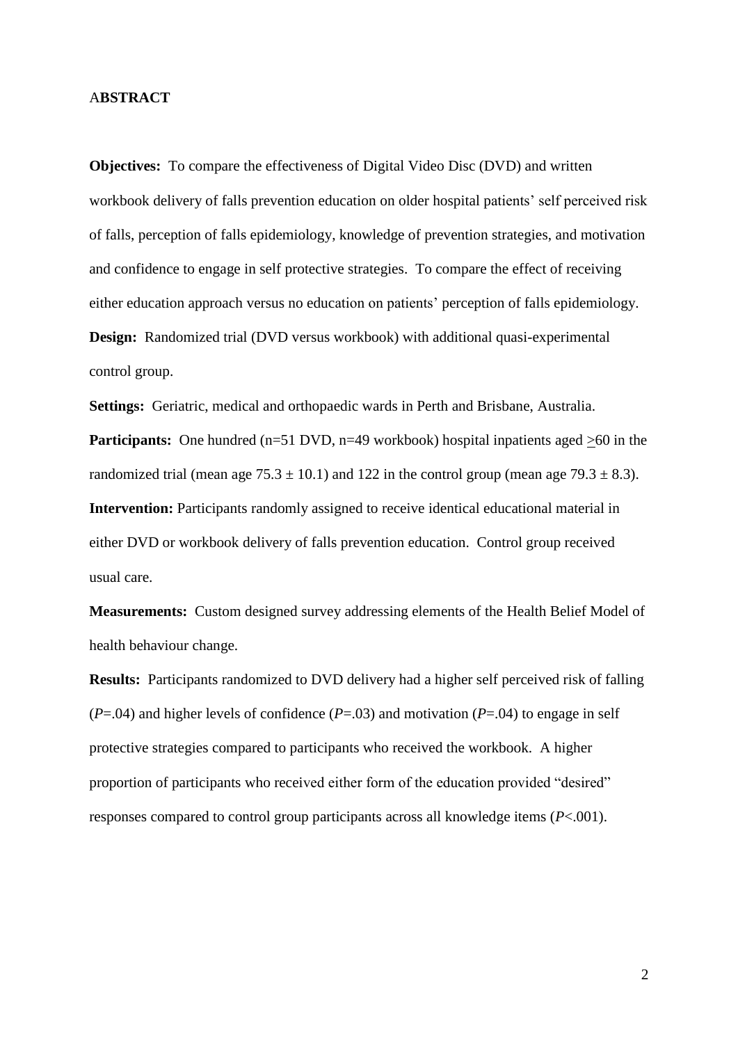## ABSTRACT

**Objectives:** To compare the effectiveness of Digital Video Disc (DVD) and written workbook delivery of falls prevention education on older hospital patients' self perceived risk of falls, perception of falls epidemiology, knowledge of prevention strategies, and motivation and confidence to engage in self protective strategies. To compare the effect of receiving either education approach versus no education on patients' perception of falls epidemiology.

**Design:** Randomized trial (DVD versus workbook) with additional quasi-experimental control group.

**Settings:** Geriatric, medical and orthopaedic wards in Perth and Brisbane, Australia.

**Participants:** One hundred (n=51 DVD, n=49 workbook) hospital inpatients aged $\geq$60 in the randomized trial (mean age $75.3 \pm 10.1$) and 122 in the control group (mean age $79.3 \pm 8.3$).

**Intervention:** Participants randomly assigned to receive identical educational material in either DVD or workbook delivery of falls prevention education. Control group received usual care.

**Measurements:** Custom designed survey addressing elements of the Health Belief Model of health behaviour change.

**Results:** Participants randomized to DVD delivery had a higher self perceived risk of falling ($P$=.04) and higher levels of confidence ($P$=.03) and motivation ($P$=.04) to engage in self protective strategies compared to participants who received the workbook. A higher proportion of participants who received either form of the education provided "desired" responses compared to control group participants across all knowledge items ($P$<.001).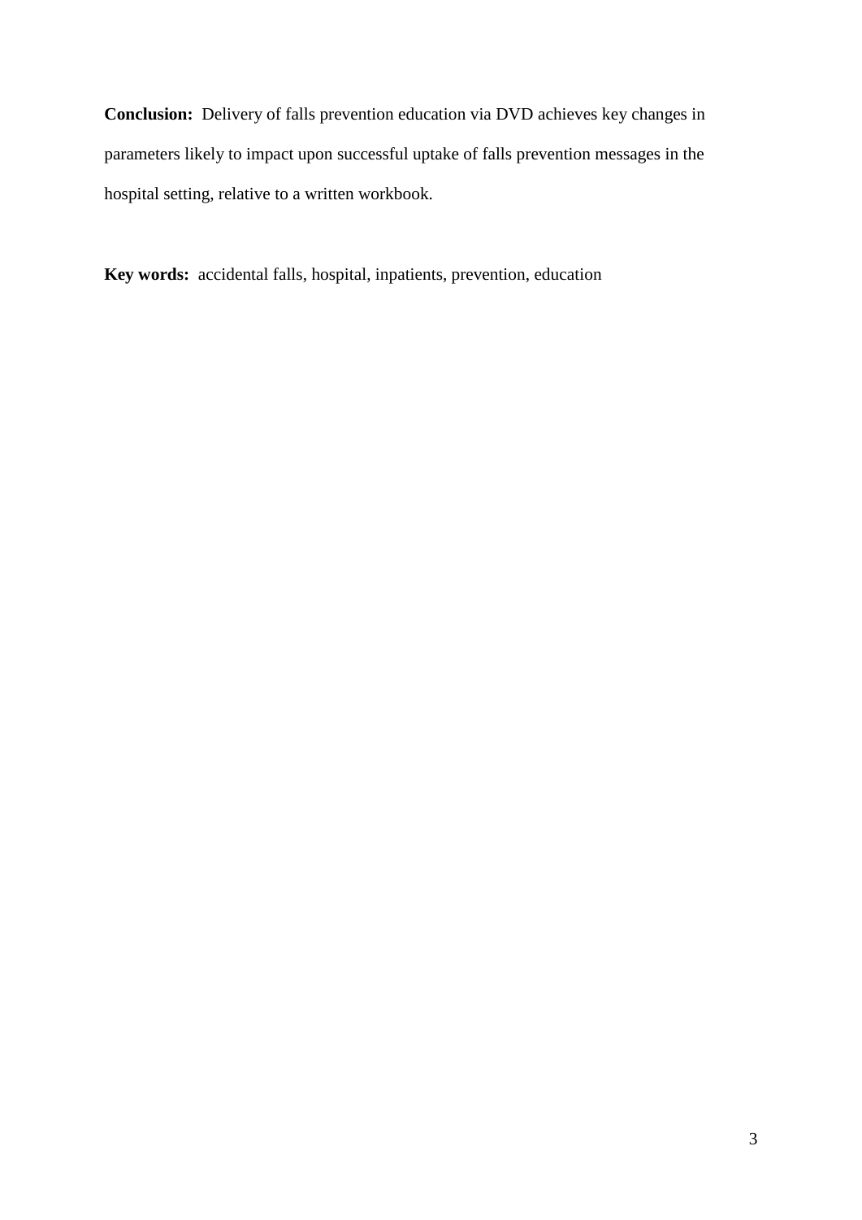**Conclusion:** Delivery of falls prevention education via DVD achieves key changes in parameters likely to impact upon successful uptake of falls prevention messages in the hospital setting, relative to a written workbook.

**Key words:** accidental falls, hospital, inpatients, prevention, education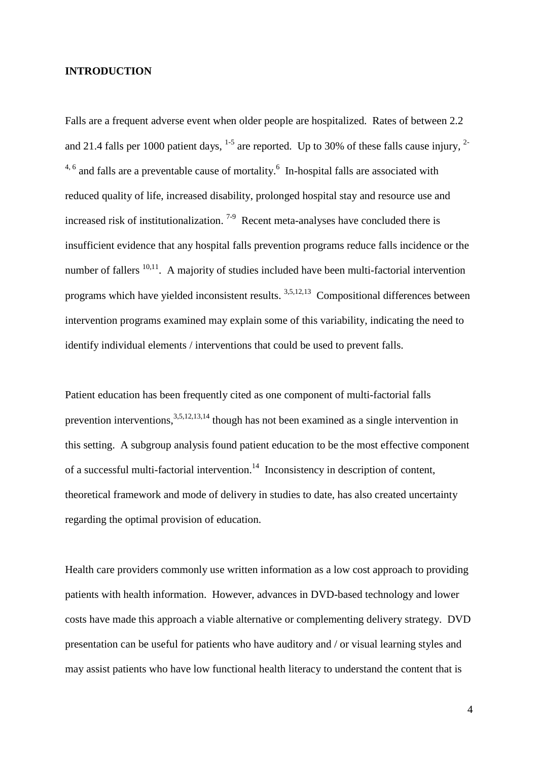**INTRODUCTION**

Falls are a frequent adverse event when older people are hospitalized. Rates of between 2.2 and 21.4 falls per 1000 patient days, [1-5] are reported. Up to 30% of these falls cause injury, [2-4, 6] and falls are a preventable cause of mortality.[6] In-hospital falls are associated with reduced quality of life, increased disability, prolonged hospital stay and resource use and increased risk of institutionalization. [7-9] Recent meta-analyses have concluded there is insufficient evidence that any hospital falls prevention programs reduce falls incidence or the number of fallers [10,11]. A majority of studies included have been multi-factorial intervention programs which have yielded inconsistent results. [3,5,12,13] Compositional differences between intervention programs examined may explain some of this variability, indicating the need to identify individual elements / interventions that could be used to prevent falls.

Patient education has been frequently cited as one component of multi-factorial falls prevention interventions,[3,5,12,13,14] though has not been examined as a single intervention in this setting. A subgroup analysis found patient education to be the most effective component of a successful multi-factorial intervention.[14] Inconsistency in description of content, theoretical framework and mode of delivery in studies to date, has also created uncertainty regarding the optimal provision of education.

Health care providers commonly use written information as a low cost approach to providing patients with health information. However, advances in DVD-based technology and lower costs have made this approach a viable alternative or complementing delivery strategy. DVD presentation can be useful for patients who have auditory and / or visual learning styles and may assist patients who have low functional health literacy to understand the content that is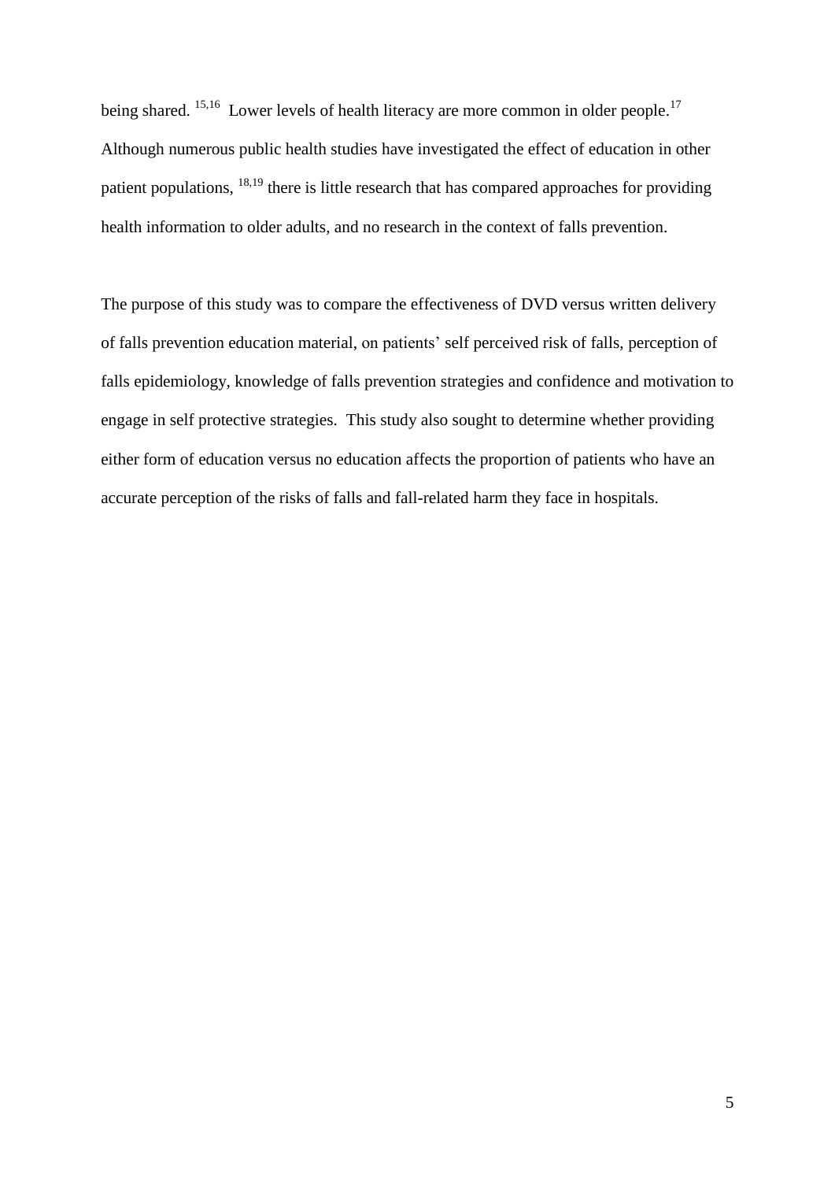being shared. [15,16] Lower levels of health literacy are more common in older people.[17] Although numerous public health studies have investigated the effect of education in other patient populations, [18,19] there is little research that has compared approaches for providing health information to older adults, and no research in the context of falls prevention.

The purpose of this study was to compare the effectiveness of DVD versus written delivery of falls prevention education material, on patients' self perceived risk of falls, perception of falls epidemiology, knowledge of falls prevention strategies and confidence and motivation to engage in self protective strategies. This study also sought to determine whether providing either form of education versus no education affects the proportion of patients who have an accurate perception of the risks of falls and fall-related harm they face in hospitals.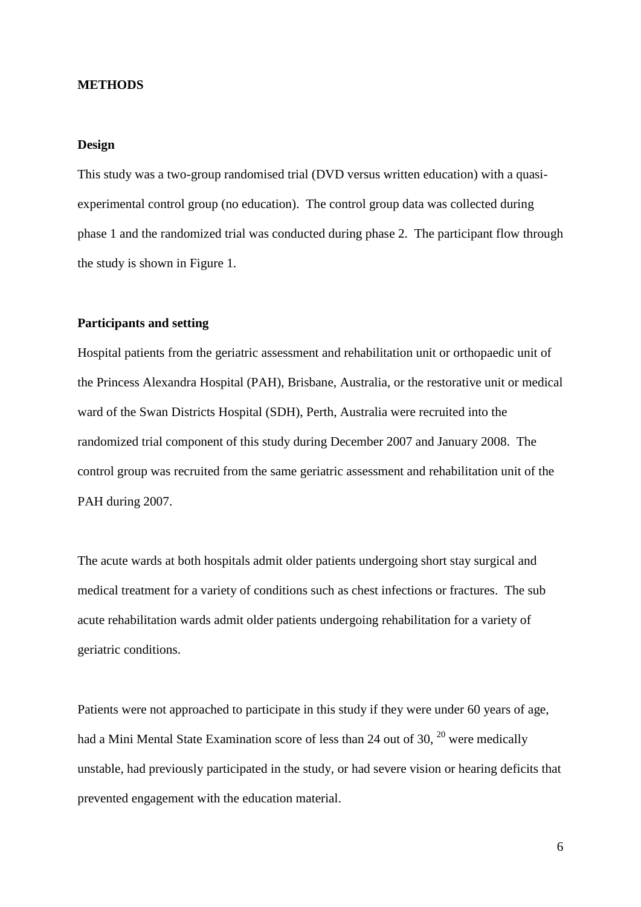## METHODS

### Design

This study was a two-group randomised trial (DVD versus written education) with a quasi-experimental control group (no education). The control group data was collected during phase 1 and the randomized trial was conducted during phase 2. The participant flow through the study is shown in Figure 1.

### Participants and setting

Hospital patients from the geriatric assessment and rehabilitation unit or orthopaedic unit of the Princess Alexandra Hospital (PAH), Brisbane, Australia, or the restorative unit or medical ward of the Swan Districts Hospital (SDH), Perth, Australia were recruited into the randomized trial component of this study during December 2007 and January 2008. The control group was recruited from the same geriatric assessment and rehabilitation unit of the PAH during 2007.

The acute wards at both hospitals admit older patients undergoing short stay surgical and medical treatment for a variety of conditions such as chest infections or fractures. The sub acute rehabilitation wards admit older patients undergoing rehabilitation for a variety of geriatric conditions.

Patients were not approached to participate in this study if they were under 60 years of age, had a Mini Mental State Examination score of less than 24 out of 30, [20] were medically unstable, had previously participated in the study, or had severe vision or hearing deficits that prevented engagement with the education material.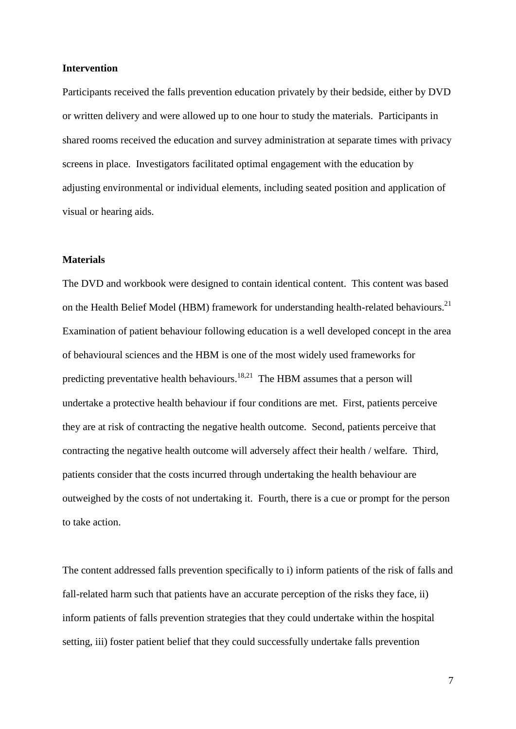### Intervention

Participants received the falls prevention education privately by their bedside, either by DVD or written delivery and were allowed up to one hour to study the materials. Participants in shared rooms received the education and survey administration at separate times with privacy screens in place. Investigators facilitated optimal engagement with the education by adjusting environmental or individual elements, including seated position and application of visual or hearing aids.

### Materials

The DVD and workbook were designed to contain identical content. This content was based on the Health Belief Model (HBM) framework for understanding health-related behaviours.[21] Examination of patient behaviour following education is a well developed concept in the area of behavioural sciences and the HBM is one of the most widely used frameworks for predicting preventative health behaviours.[18,21] The HBM assumes that a person will undertake a protective health behaviour if four conditions are met. First, patients perceive they are at risk of contracting the negative health outcome. Second, patients perceive that contracting the negative health outcome will adversely affect their health / welfare. Third, patients consider that the costs incurred through undertaking the health behaviour are outweighed by the costs of not undertaking it. Fourth, there is a cue or prompt for the person to take action.

The content addressed falls prevention specifically to i) inform patients of the risk of falls and fall-related harm such that patients have an accurate perception of the risks they face, ii) inform patients of falls prevention strategies that they could undertake within the hospital setting, iii) foster patient belief that they could successfully undertake falls prevention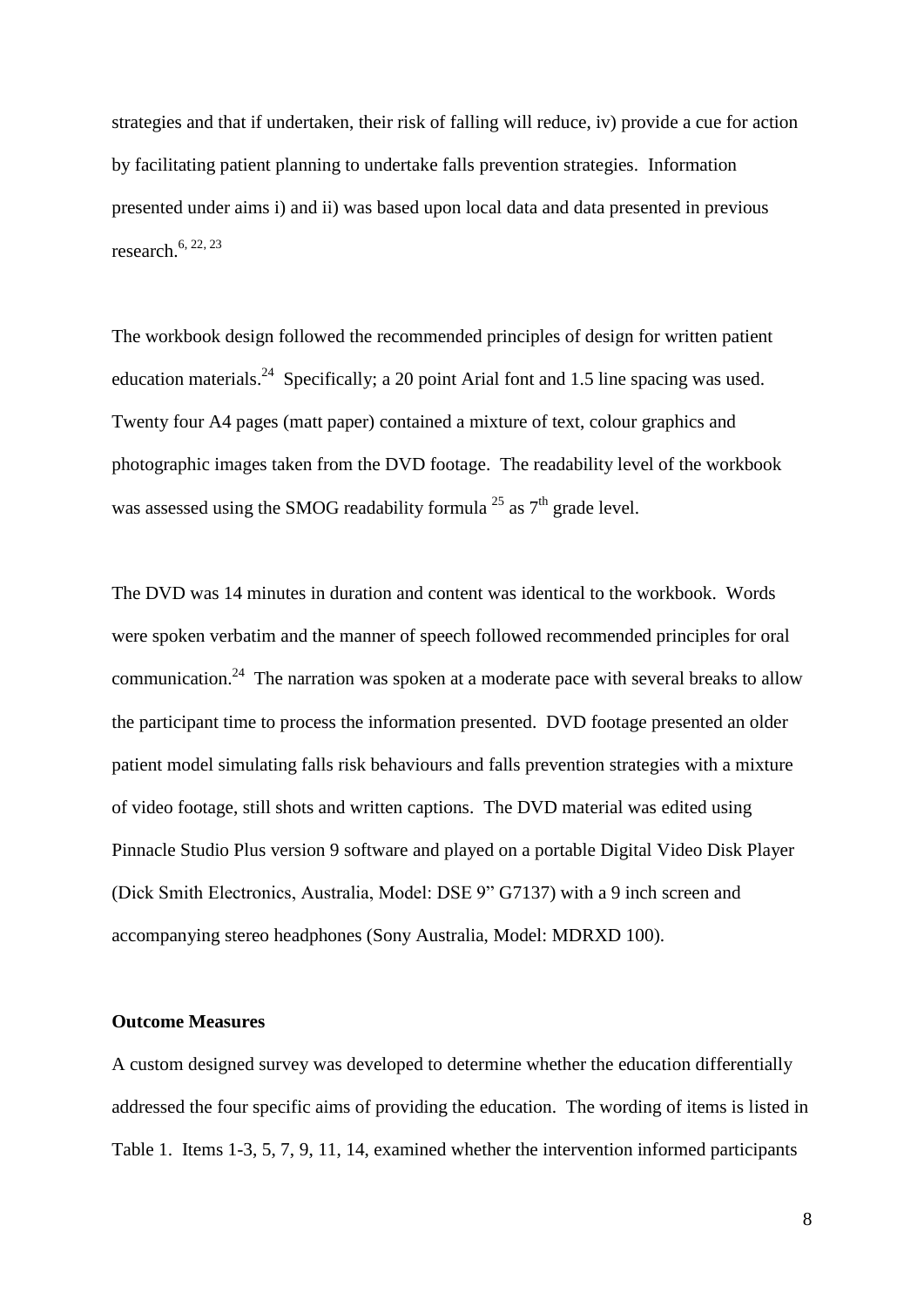strategies and that if undertaken, their risk of falling will reduce, iv) provide a cue for action by facilitating patient planning to undertake falls prevention strategies. Information presented under aims i) and ii) was based upon local data and data presented in previous research.[6, 22, 23]

The workbook design followed the recommended principles of design for written patient education materials.[24] Specifically; a 20 point Arial font and 1.5 line spacing was used. Twenty four A4 pages (matt paper) contained a mixture of text, colour graphics and photographic images taken from the DVD footage. The readability level of the workbook was assessed using the SMOG readability formula [25] as 7$^{th}$ grade level.

The DVD was 14 minutes in duration and content was identical to the workbook. Words were spoken verbatim and the manner of speech followed recommended principles for oral communication.[24] The narration was spoken at a moderate pace with several breaks to allow the participant time to process the information presented. DVD footage presented an older patient model simulating falls risk behaviours and falls prevention strategies with a mixture of video footage, still shots and written captions. The DVD material was edited using Pinnacle Studio Plus version 9 software and played on a portable Digital Video Disk Player (Dick Smith Electronics, Australia, Model: DSE 9" G7137) with a 9 inch screen and accompanying stereo headphones (Sony Australia, Model: MDRXD 100).

**Outcome Measures**

A custom designed survey was developed to determine whether the education differentially addressed the four specific aims of providing the education. The wording of items is listed in Table 1. Items 1-3, 5, 7, 9, 11, 14, examined whether the intervention informed participants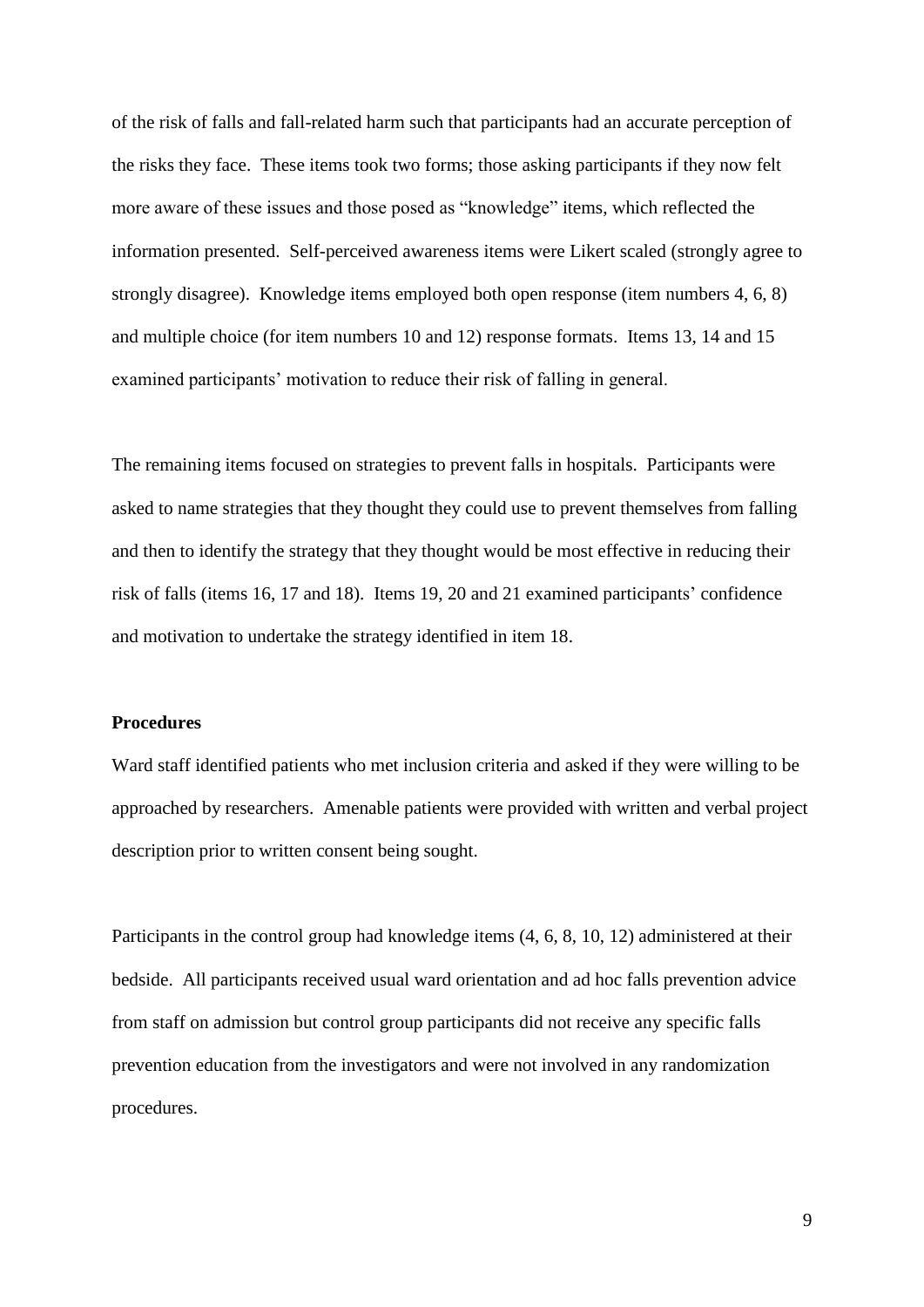of the risk of falls and fall-related harm such that participants had an accurate perception of the risks they face. These items took two forms; those asking participants if they now felt more aware of these issues and those posed as "knowledge" items, which reflected the information presented. Self-perceived awareness items were Likert scaled (strongly agree to strongly disagree). Knowledge items employed both open response (item numbers 4, 6, 8) and multiple choice (for item numbers 10 and 12) response formats. Items 13, 14 and 15 examined participants' motivation to reduce their risk of falling in general.

The remaining items focused on strategies to prevent falls in hospitals. Participants were asked to name strategies that they thought they could use to prevent themselves from falling and then to identify the strategy that they thought would be most effective in reducing their risk of falls (items 16, 17 and 18). Items 19, 20 and 21 examined participants' confidence and motivation to undertake the strategy identified in item 18.

**Procedures**

Ward staff identified patients who met inclusion criteria and asked if they were willing to be approached by researchers. Amenable patients were provided with written and verbal project description prior to written consent being sought.

Participants in the control group had knowledge items (4, 6, 8, 10, 12) administered at their bedside. All participants received usual ward orientation and ad hoc falls prevention advice from staff on admission but control group participants did not receive any specific falls prevention education from the investigators and were not involved in any randomization procedures.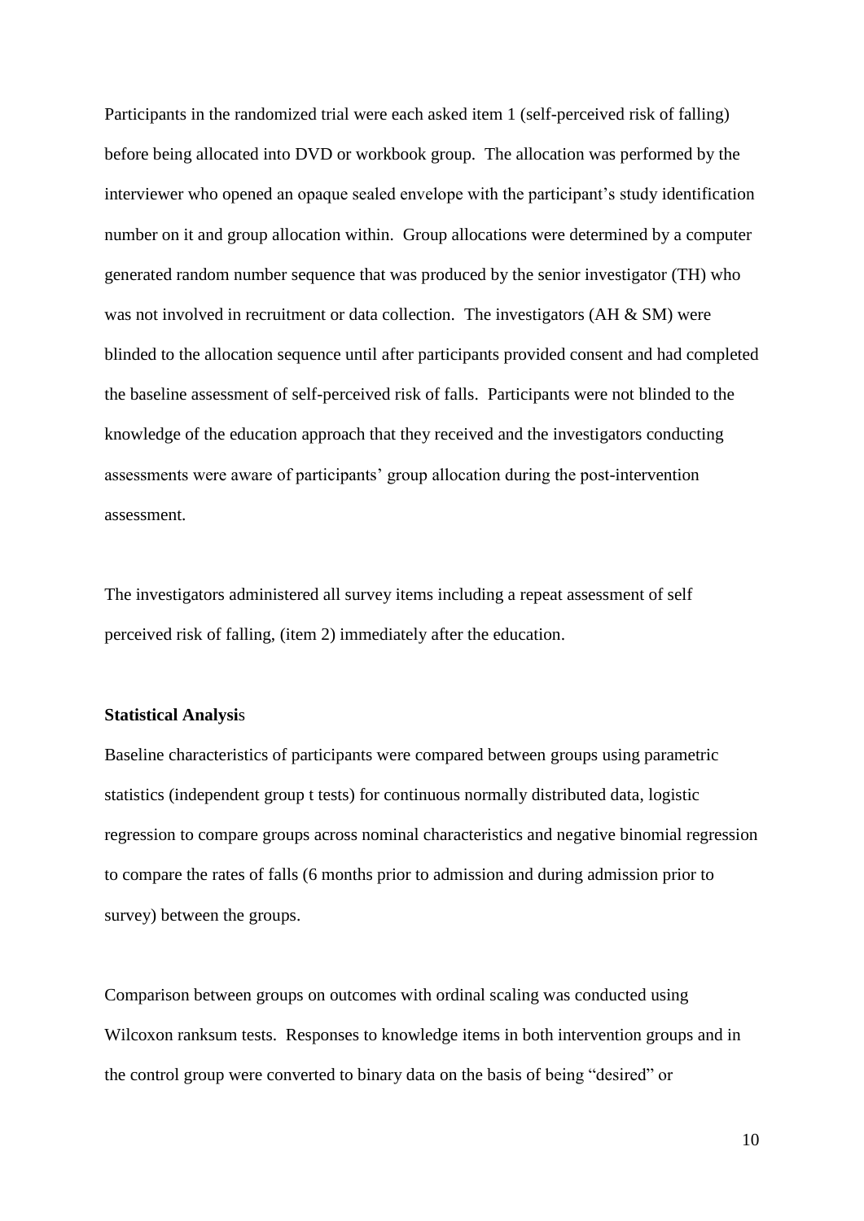Participants in the randomized trial were each asked item 1 (self-perceived risk of falling) before being allocated into DVD or workbook group. The allocation was performed by the interviewer who opened an opaque sealed envelope with the participant's study identification number on it and group allocation within. Group allocations were determined by a computer generated random number sequence that was produced by the senior investigator (TH) who was not involved in recruitment or data collection. The investigators (AH & SM) were blinded to the allocation sequence until after participants provided consent and had completed the baseline assessment of self-perceived risk of falls. Participants were not blinded to the knowledge of the education approach that they received and the investigators conducting assessments were aware of participants' group allocation during the post-intervention assessment.

The investigators administered all survey items including a repeat assessment of self perceived risk of falling, (item 2) immediately after the education.

**Statistical Analysis**

Baseline characteristics of participants were compared between groups using parametric statistics (independent group t tests) for continuous normally distributed data, logistic regression to compare groups across nominal characteristics and negative binomial regression to compare the rates of falls (6 months prior to admission and during admission prior to survey) between the groups.

Comparison between groups on outcomes with ordinal scaling was conducted using Wilcoxon ranksum tests. Responses to knowledge items in both intervention groups and in the control group were converted to binary data on the basis of being "desired" or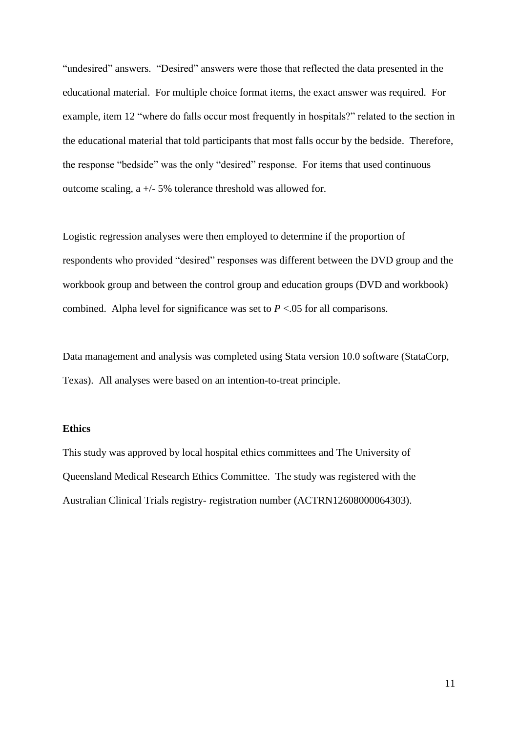"undesired" answers. "Desired" answers were those that reflected the data presented in the educational material. For multiple choice format items, the exact answer was required. For example, item 12 "where do falls occur most frequently in hospitals?" related to the section in the educational material that told participants that most falls occur by the bedside. Therefore, the response "bedside" was the only "desired" response. For items that used continuous outcome scaling, a +/- 5% tolerance threshold was allowed for.

Logistic regression analyses were then employed to determine if the proportion of respondents who provided "desired" responses was different between the DVD group and the workbook group and between the control group and education groups (DVD and workbook) combined. Alpha level for significance was set to $P < .05$ for all comparisons.

Data management and analysis was completed using Stata version 10.0 software (StataCorp, Texas). All analyses were based on an intention-to-treat principle.

**Ethics**

This study was approved by local hospital ethics committees and The University of Queensland Medical Research Ethics Committee. The study was registered with the Australian Clinical Trials registry- registration number (ACTRN12608000064303).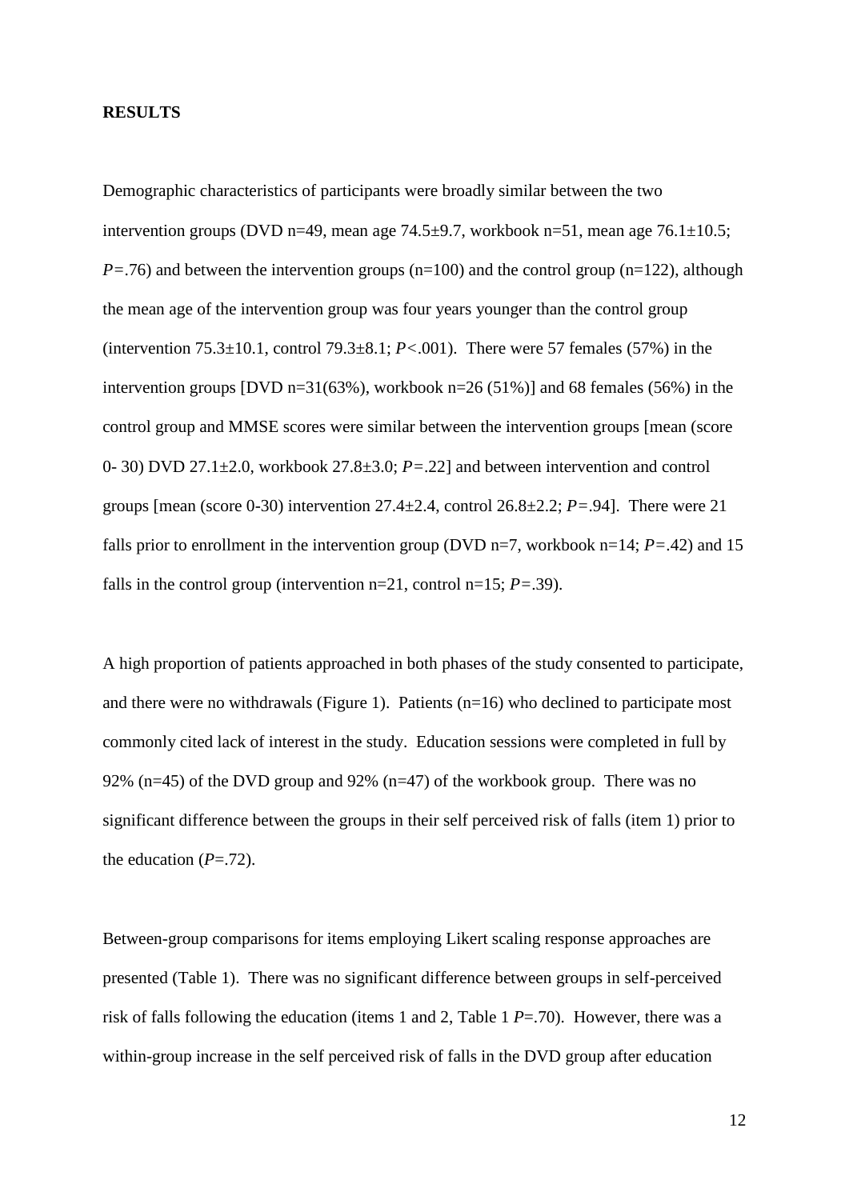**RESULTS**

Demographic characteristics of participants were broadly similar between the two intervention groups (DVD n=49, mean age 74.5±9.7, workbook n=51, mean age 76.1±10.5; *P*=.76) and between the intervention groups (n=100) and the control group (n=122), although the mean age of the intervention group was four years younger than the control group (intervention 75.3±10.1, control 79.3±8.1; *P*<.001). There were 57 females (57%) in the intervention groups [DVD n=31(63%), workbook n=26 (51%)] and 68 females (56%) in the control group and MMSE scores were similar between the intervention groups [mean (score 0- 30) DVD 27.1±2.0, workbook 27.8±3.0; *P*=.22] and between intervention and control groups [mean (score 0-30) intervention 27.4±2.4, control 26.8±2.2; *P*=.94]. There were 21 falls prior to enrollment in the intervention group (DVD n=7, workbook n=14; *P*=.42) and 15 falls in the control group (intervention n=21, control n=15; *P*=.39).

A high proportion of patients approached in both phases of the study consented to participate, and there were no withdrawals (Figure 1). Patients (n=16) who declined to participate most commonly cited lack of interest in the study. Education sessions were completed in full by 92% (n=45) of the DVD group and 92% (n=47) of the workbook group. There was no significant difference between the groups in their self perceived risk of falls (item 1) prior to the education (*P*=.72).

Between-group comparisons for items employing Likert scaling response approaches are presented (Table 1). There was no significant difference between groups in self-perceived risk of falls following the education (items 1 and 2, Table 1 *P*=.70). However, there was a within-group increase in the self perceived risk of falls in the DVD group after education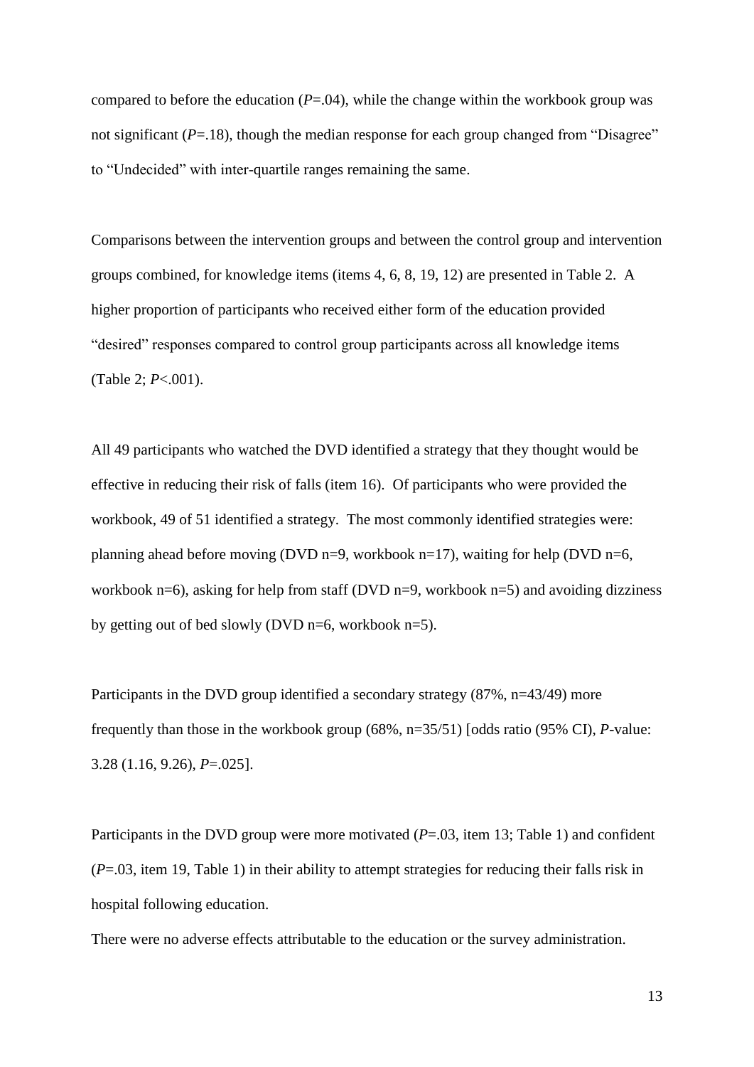compared to before the education (*P*=.04), while the change within the workbook group was not significant (*P*=.18), though the median response for each group changed from "Disagree" to "Undecided" with inter-quartile ranges remaining the same.

Comparisons between the intervention groups and between the control group and intervention groups combined, for knowledge items (items 4, 6, 8, 19, 12) are presented in Table 2. A higher proportion of participants who received either form of the education provided "desired" responses compared to control group participants across all knowledge items (Table 2; *P*<.001).

All 49 participants who watched the DVD identified a strategy that they thought would be effective in reducing their risk of falls (item 16). Of participants who were provided the workbook, 49 of 51 identified a strategy. The most commonly identified strategies were: planning ahead before moving (DVD n=9, workbook n=17), waiting for help (DVD n=6, workbook n=6), asking for help from staff (DVD n=9, workbook n=5) and avoiding dizziness by getting out of bed slowly (DVD n=6, workbook n=5).

Participants in the DVD group identified a secondary strategy (87%, n=43/49) more frequently than those in the workbook group (68%, n=35/51) [odds ratio (95% CI), *P*-value: 3.28 (1.16, 9.26), *P*=.025].

Participants in the DVD group were more motivated (*P*=.03, item 13; Table 1) and confident (*P*=.03, item 19, Table 1) in their ability to attempt strategies for reducing their falls risk in hospital following education.

There were no adverse effects attributable to the education or the survey administration.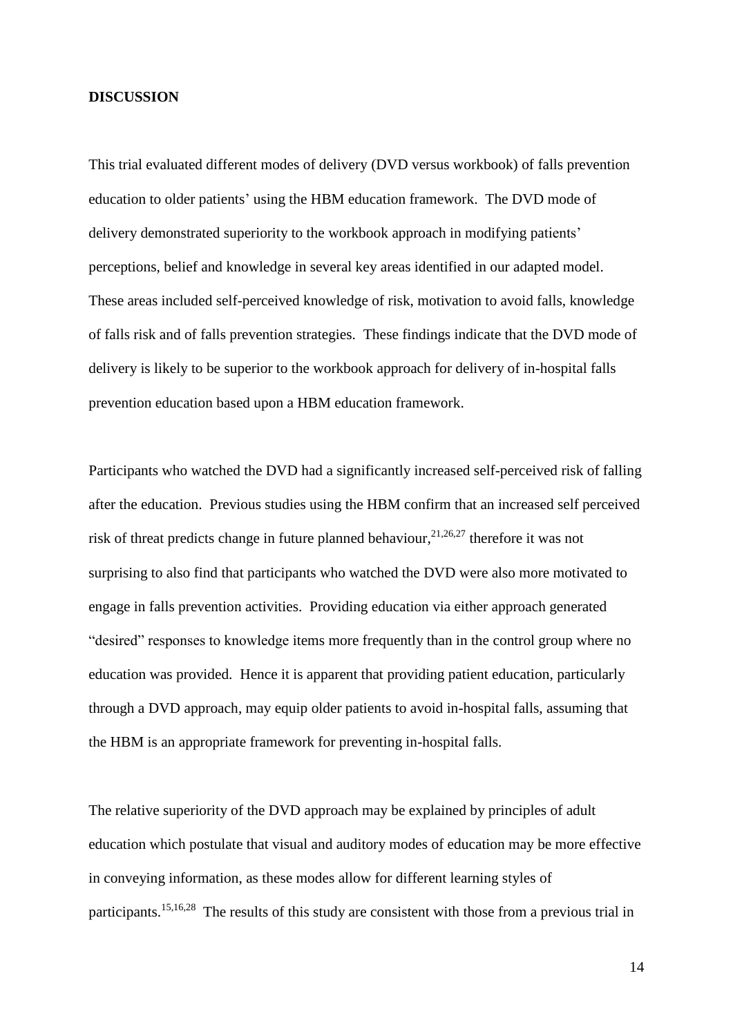## DISCUSSION

This trial evaluated different modes of delivery (DVD versus workbook) of falls prevention education to older patients' using the HBM education framework. The DVD mode of delivery demonstrated superiority to the workbook approach in modifying patients' perceptions, belief and knowledge in several key areas identified in our adapted model. These areas included self-perceived knowledge of risk, motivation to avoid falls, knowledge of falls risk and of falls prevention strategies. These findings indicate that the DVD mode of delivery is likely to be superior to the workbook approach for delivery of in-hospital falls prevention education based upon a HBM education framework.

Participants who watched the DVD had a significantly increased self-perceived risk of falling after the education. Previous studies using the HBM confirm that an increased self perceived risk of threat predicts change in future planned behaviour,[21,26,27] therefore it was not surprising to also find that participants who watched the DVD were also more motivated to engage in falls prevention activities. Providing education via either approach generated "desired" responses to knowledge items more frequently than in the control group where no education was provided. Hence it is apparent that providing patient education, particularly through a DVD approach, may equip older patients to avoid in-hospital falls, assuming that the HBM is an appropriate framework for preventing in-hospital falls.

The relative superiority of the DVD approach may be explained by principles of adult education which postulate that visual and auditory modes of education may be more effective in conveying information, as these modes allow for different learning styles of participants.[15,16,28] The results of this study are consistent with those from a previous trial in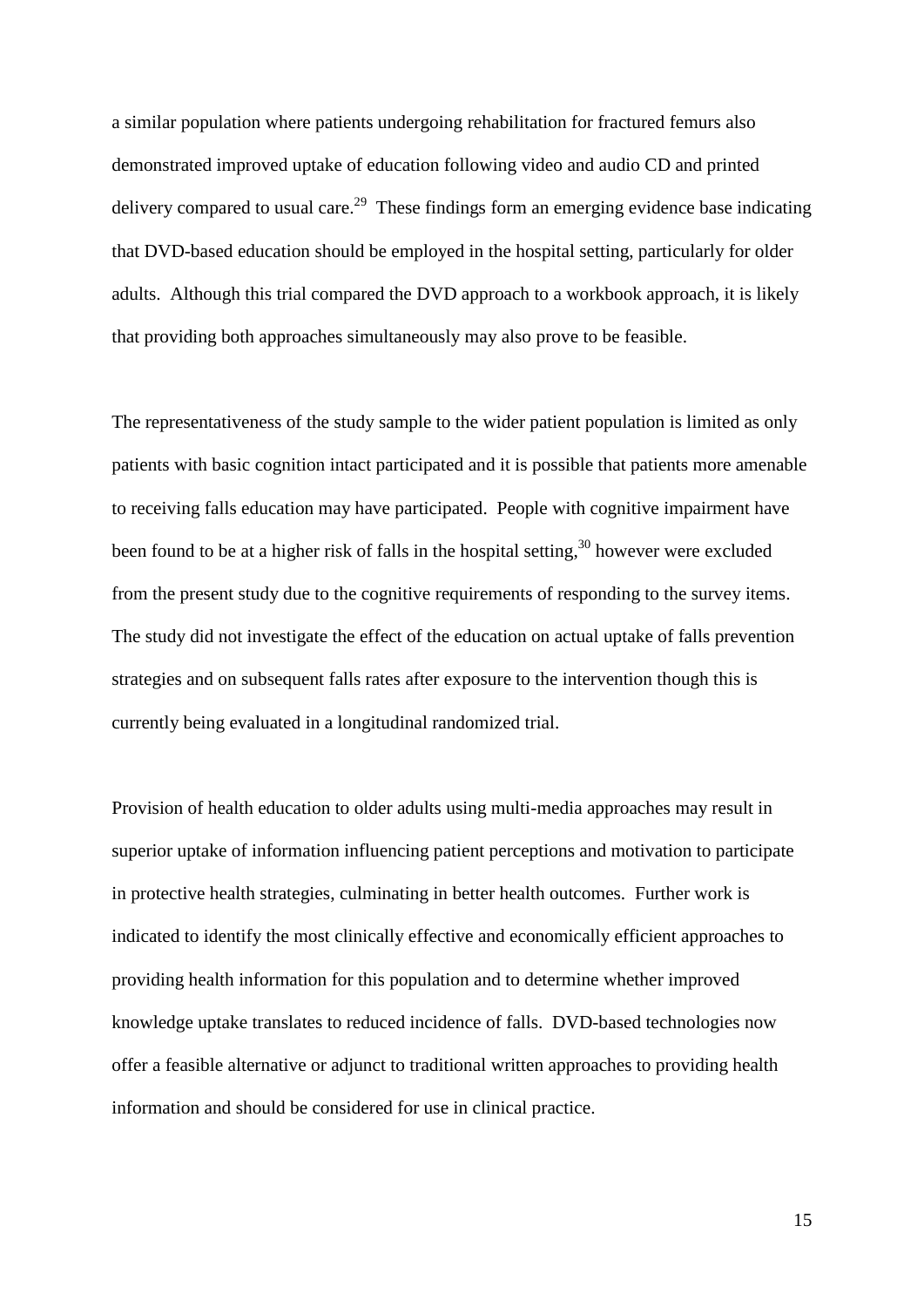a similar population where patients undergoing rehabilitation for fractured femurs also demonstrated improved uptake of education following video and audio CD and printed delivery compared to usual care.[29] These findings form an emerging evidence base indicating that DVD-based education should be employed in the hospital setting, particularly for older adults. Although this trial compared the DVD approach to a workbook approach, it is likely that providing both approaches simultaneously may also prove to be feasible.

The representativeness of the study sample to the wider patient population is limited as only patients with basic cognition intact participated and it is possible that patients more amenable to receiving falls education may have participated. People with cognitive impairment have been found to be at a higher risk of falls in the hospital setting,[30] however were excluded from the present study due to the cognitive requirements of responding to the survey items. The study did not investigate the effect of the education on actual uptake of falls prevention strategies and on subsequent falls rates after exposure to the intervention though this is currently being evaluated in a longitudinal randomized trial.

Provision of health education to older adults using multi-media approaches may result in superior uptake of information influencing patient perceptions and motivation to participate in protective health strategies, culminating in better health outcomes. Further work is indicated to identify the most clinically effective and economically efficient approaches to providing health information for this population and to determine whether improved knowledge uptake translates to reduced incidence of falls. DVD-based technologies now offer a feasible alternative or adjunct to traditional written approaches to providing health information and should be considered for use in clinical practice.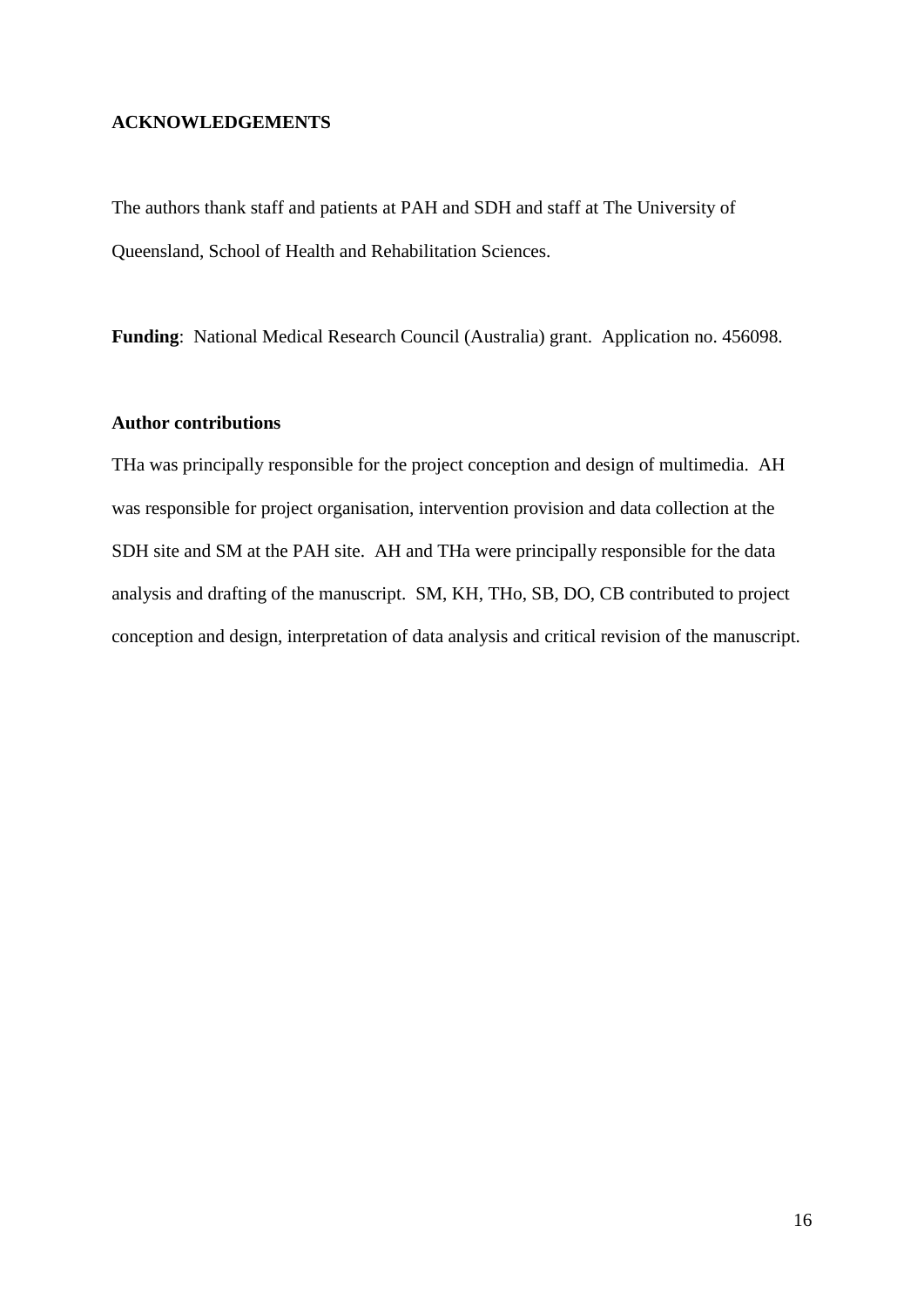## ACKNOWLEDGEMENTS

The authors thank staff and patients at PAH and SDH and staff at The University of Queensland, School of Health and Rehabilitation Sciences.

**Funding**: National Medical Research Council (Australia) grant. Application no. 456098.

### Author contributions

THa was principally responsible for the project conception and design of multimedia. AH was responsible for project organisation, intervention provision and data collection at the SDH site and SM at the PAH site. AH and THa were principally responsible for the data analysis and drafting of the manuscript. SM, KH, THo, SB, DO, CB contributed to project conception and design, interpretation of data analysis and critical revision of the manuscript.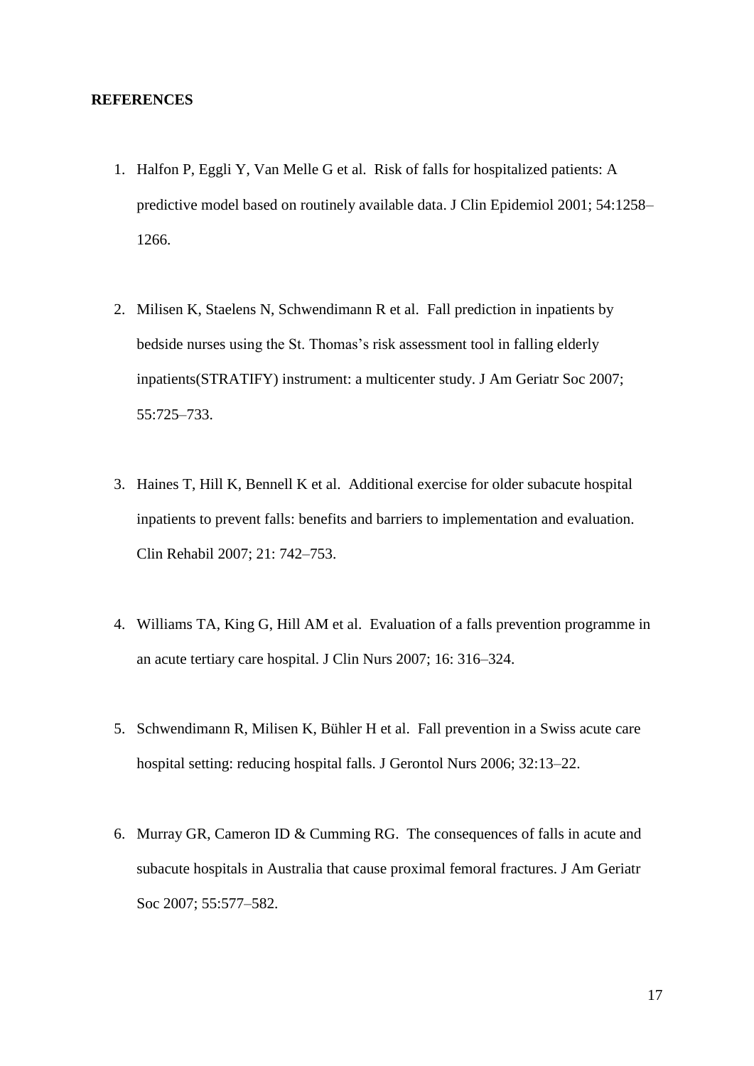**REFERENCES**

1. Halfon P, Eggli Y, Van Melle G et al. Risk of falls for hospitalized patients: A predictive model based on routinely available data. J Clin Epidemiol 2001; 54:1258–1266.

2. Milisen K, Staelens N, Schwendimann R et al. Fall prediction in inpatients by bedside nurses using the St. Thomas's risk assessment tool in falling elderly inpatients(STRATIFY) instrument: a multicenter study. J Am Geriatr Soc 2007; 55:725–733.

3. Haines T, Hill K, Bennell K et al. Additional exercise for older subacute hospital inpatients to prevent falls: benefits and barriers to implementation and evaluation. Clin Rehabil 2007; 21: 742–753.

4. Williams TA, King G, Hill AM et al. Evaluation of a falls prevention programme in an acute tertiary care hospital. J Clin Nurs 2007; 16: 316–324.

5. Schwendimann R, Milisen K, Bühler H et al. Fall prevention in a Swiss acute care hospital setting: reducing hospital falls. J Gerontol Nurs 2006; 32:13–22.

6. Murray GR, Cameron ID & Cumming RG. The consequences of falls in acute and subacute hospitals in Australia that cause proximal femoral fractures. J Am Geriatr Soc 2007; 55:577–582.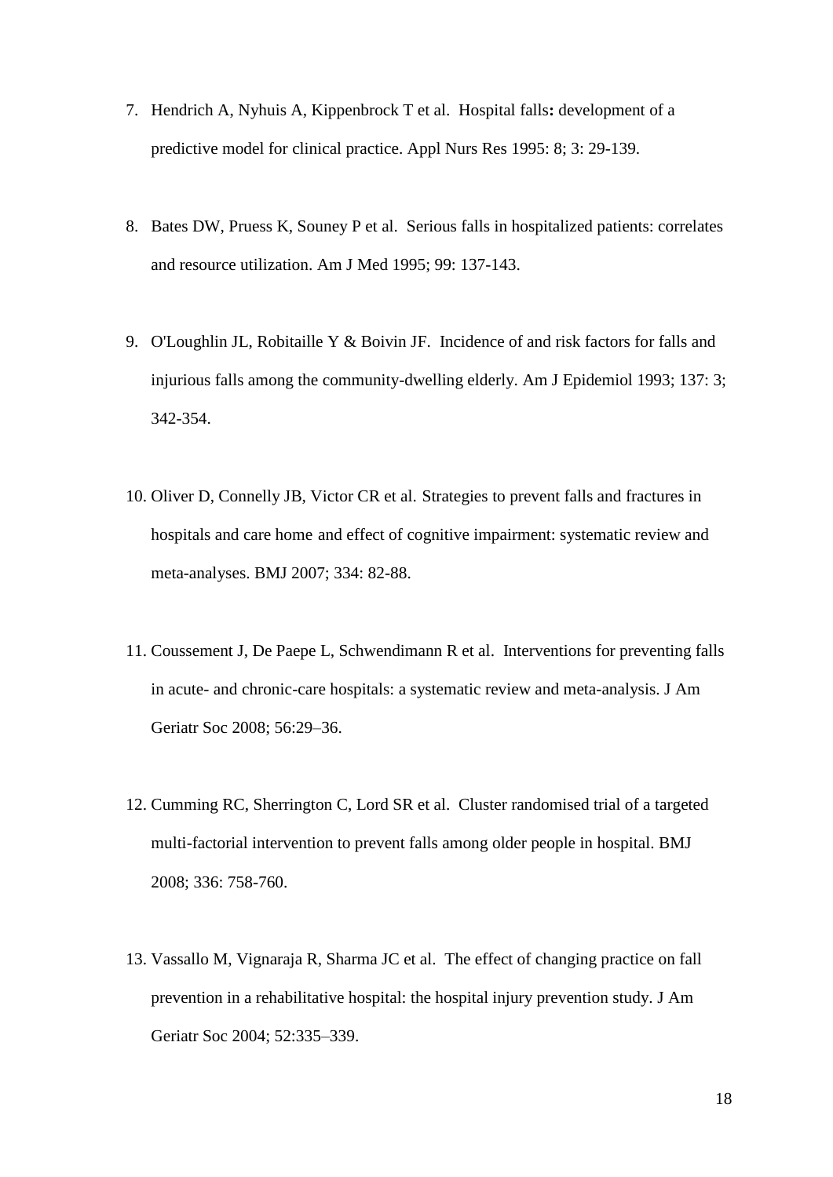7. Hendrich A, Nyhuis A, Kippenbrock T et al. Hospital falls**:** development of a predictive model for clinical practice. Appl Nurs Res 1995: 8; 3: 29-139.

8. Bates DW, Pruess K, Souney P et al. Serious falls in hospitalized patients: correlates and resource utilization. Am J Med 1995; 99: 137-143.

9. O'Loughlin JL, Robitaille Y & Boivin JF. Incidence of and risk factors for falls and injurious falls among the community-dwelling elderly. Am J Epidemiol 1993; 137: 3; 342-354.

10. Oliver D, Connelly JB, Victor CR et al. Strategies to prevent falls and fractures in hospitals and care home and effect of cognitive impairment: systematic review and meta-analyses. BMJ 2007; 334: 82-88.

11. Coussement J, De Paepe L, Schwendimann R et al. Interventions for preventing falls in acute- and chronic-care hospitals: a systematic review and meta-analysis. J Am Geriatr Soc 2008; 56:29–36.

12. Cumming RC, Sherrington C, Lord SR et al. Cluster randomised trial of a targeted multi-factorial intervention to prevent falls among older people in hospital. BMJ 2008; 336: 758-760.

13. Vassallo M, Vignaraja R, Sharma JC et al. The effect of changing practice on fall prevention in a rehabilitative hospital: the hospital injury prevention study. J Am Geriatr Soc 2004; 52:335–339.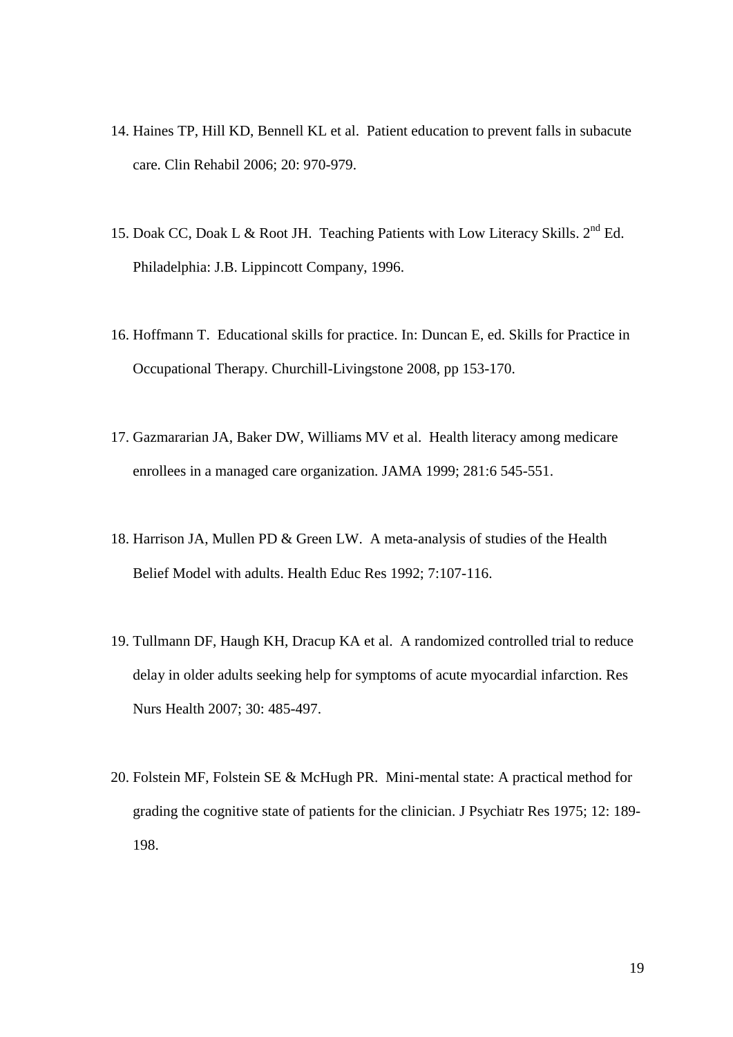14. Haines TP, Hill KD, Bennell KL et al. Patient education to prevent falls in subacute care. Clin Rehabil 2006; 20: 970-979.

15. Doak CC, Doak L & Root JH. Teaching Patients with Low Literacy Skills. 2nd Ed. Philadelphia: J.B. Lippincott Company, 1996.

16. Hoffmann T. Educational skills for practice. In: Duncan E, ed. Skills for Practice in Occupational Therapy. Churchill-Livingstone 2008, pp 153-170.

17. Gazmararian JA, Baker DW, Williams MV et al. Health literacy among medicare enrollees in a managed care organization. JAMA 1999; 281:6 545-551.

18. Harrison JA, Mullen PD & Green LW. A meta-analysis of studies of the Health Belief Model with adults. Health Educ Res 1992; 7:107-116.

19. Tullmann DF, Haugh KH, Dracup KA et al. A randomized controlled trial to reduce delay in older adults seeking help for symptoms of acute myocardial infarction. Res Nurs Health 2007; 30: 485-497.

20. Folstein MF, Folstein SE & McHugh PR. Mini-mental state: A practical method for grading the cognitive state of patients for the clinician. J Psychiatr Res 1975; 12: 189-198.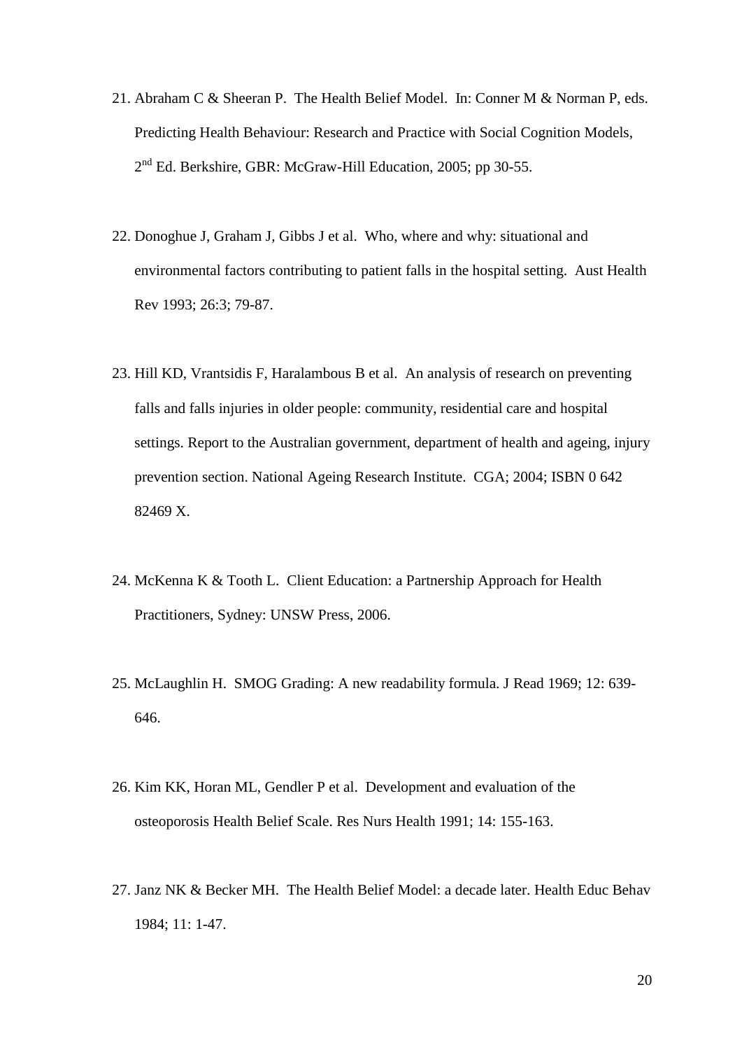21. Abraham C & Sheeran P. The Health Belief Model. In: Conner M & Norman P, eds. Predicting Health Behaviour: Research and Practice with Social Cognition Models, 2nd Ed. Berkshire, GBR: McGraw-Hill Education, 2005; pp 30-55.

22. Donoghue J, Graham J, Gibbs J et al. Who, where and why: situational and environmental factors contributing to patient falls in the hospital setting. Aust Health Rev 1993; 26:3; 79-87.

23. Hill KD, Vrantsidis F, Haralambous B et al. An analysis of research on preventing falls and falls injuries in older people: community, residential care and hospital settings. Report to the Australian government, department of health and ageing, injury prevention section. National Ageing Research Institute. CGA; 2004; ISBN 0 642 82469 X.

24. McKenna K & Tooth L. Client Education: a Partnership Approach for Health Practitioners, Sydney: UNSW Press, 2006.

25. McLaughlin H. SMOG Grading: A new readability formula. J Read 1969; 12: 639-646.

26. Kim KK, Horan ML, Gendler P et al. Development and evaluation of the osteoporosis Health Belief Scale. Res Nurs Health 1991; 14: 155-163.

27. Janz NK & Becker MH. The Health Belief Model: a decade later. Health Educ Behav 1984; 11: 1-47.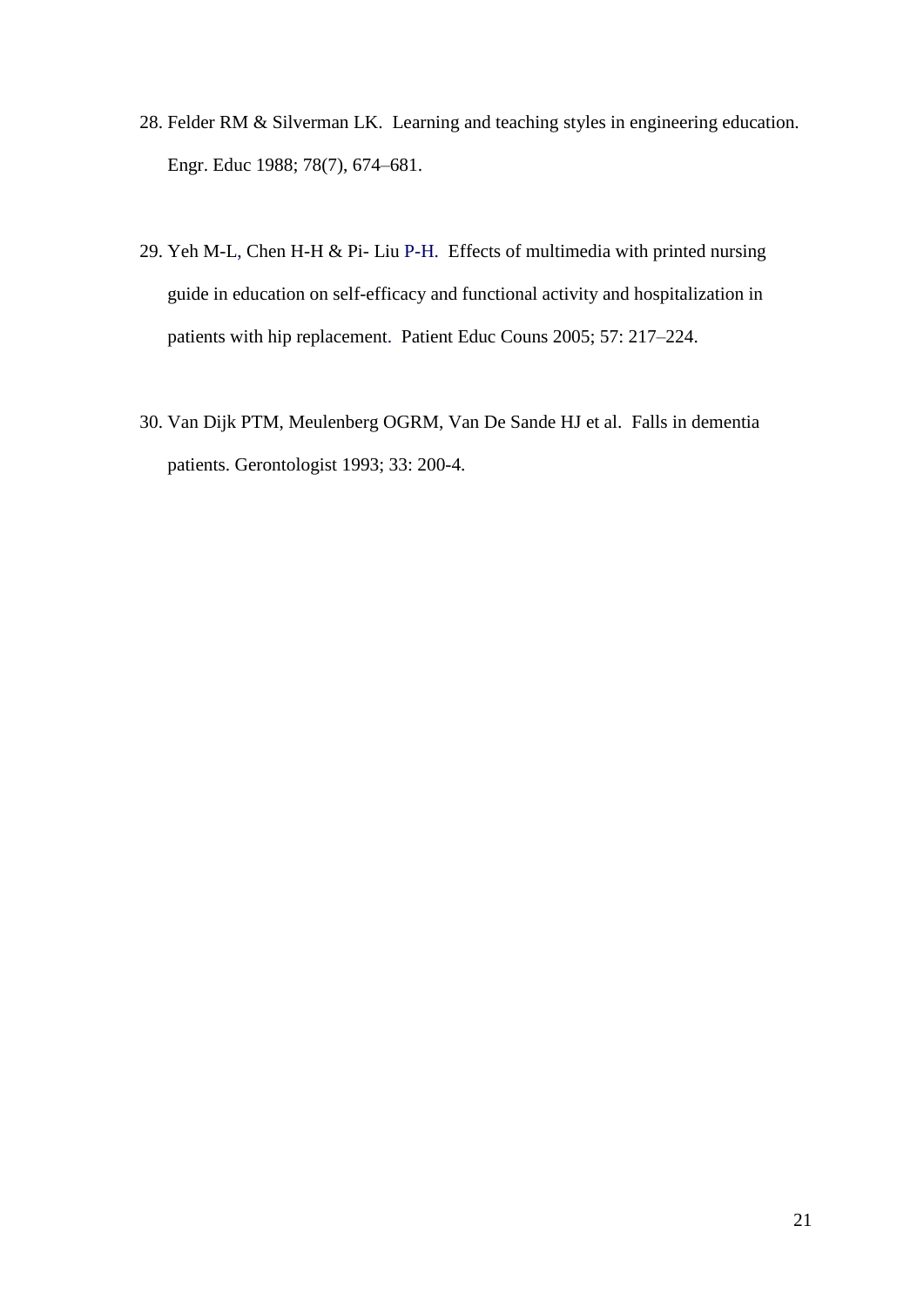28. Felder RM & Silverman LK. Learning and teaching styles in engineering education. Engr. Educ 1988; 78(7), 674–681.

29. Yeh M-L, Chen H-H & Pi- Liu P-H. Effects of multimedia with printed nursing guide in education on self-efficacy and functional activity and hospitalization in patients with hip replacement. Patient Educ Couns 2005; 57: 217–224.

30. Van Dijk PTM, Meulenberg OGRM, Van De Sande HJ et al. Falls in dementia patients. Gerontologist 1993; 33: 200-4.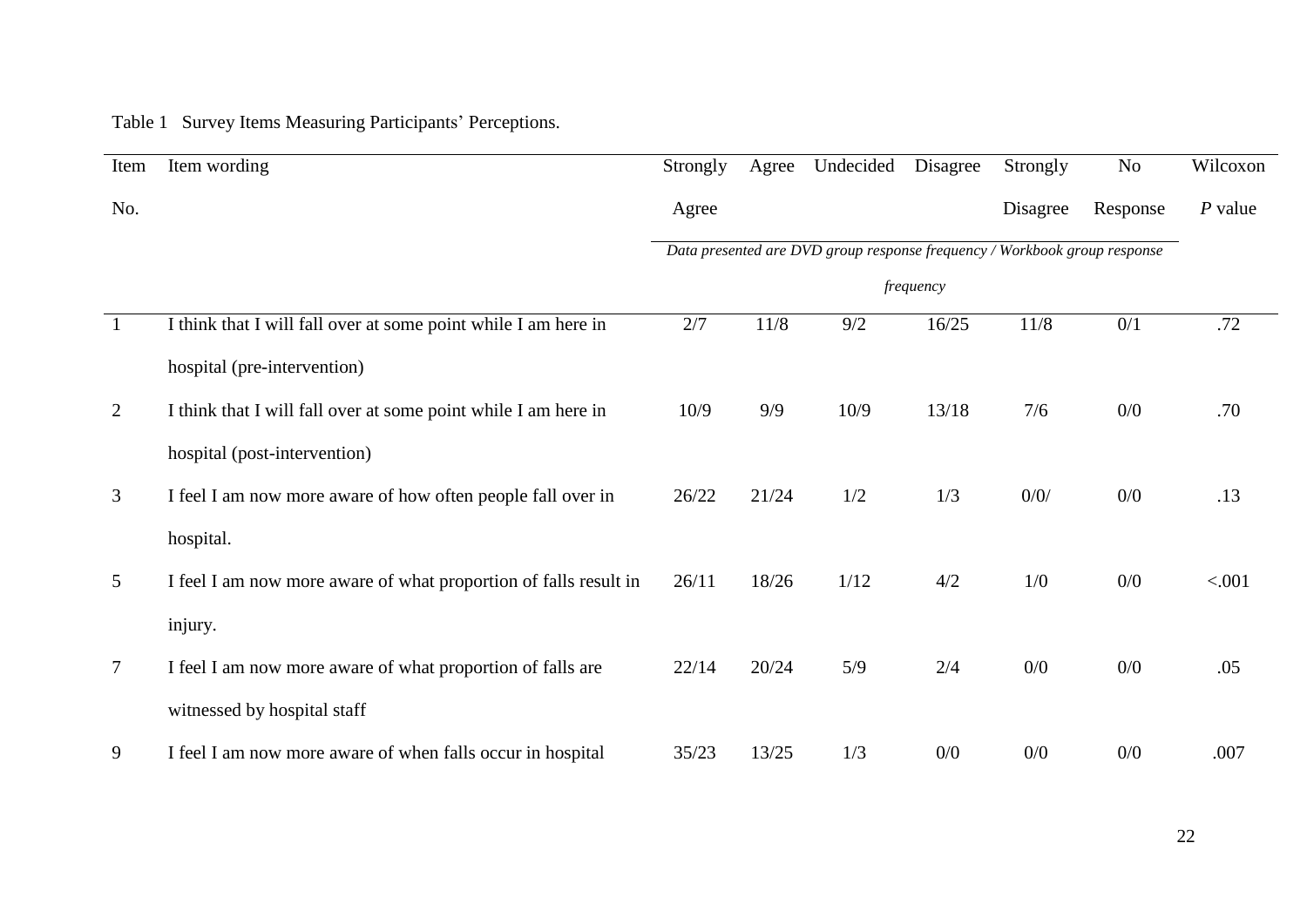Table 1 Survey Items Measuring Participants' Perceptions.

| Item No. | Item wording | Strongly Agree | Agree | Undecided | Disagree | Strongly Disagree | No Response | Wilcoxon *P* value |
|---|---|---|---|---|---|---|---|---|
| | | *Data presented are DVD group response frequency / Workbook group response frequency* | | | | | | |
| 1 | I think that I will fall over at some point while I am here in hospital (pre-intervention) | 2/7 | 11/8 | 9/2 | 16/25 | 11/8 | 0/1 | .72 |
| 2 | I think that I will fall over at some point while I am here in hospital (post-intervention) | 10/9 | 9/9 | 10/9 | 13/18 | 7/6 | 0/0 | .70 |
| 3 | I feel I am now more aware of how often people fall over in hospital. | 26/22 | 21/24 | 1/2 | 1/3 | 0/0/ | 0/0 | .13 |
| 5 | I feel I am now more aware of what proportion of falls result in injury. | 26/11 | 18/26 | 1/12 | 4/2 | 1/0 | 0/0 | <.001 |
| 7 | I feel I am now more aware of what proportion of falls are witnessed by hospital staff | 22/14 | 20/24 | 5/9 | 2/4 | 0/0 | 0/0 | .05 |
| 9 | I feel I am now more aware of when falls occur in hospital | 35/23 | 13/25 | 1/3 | 0/0 | 0/0 | 0/0 | .007 |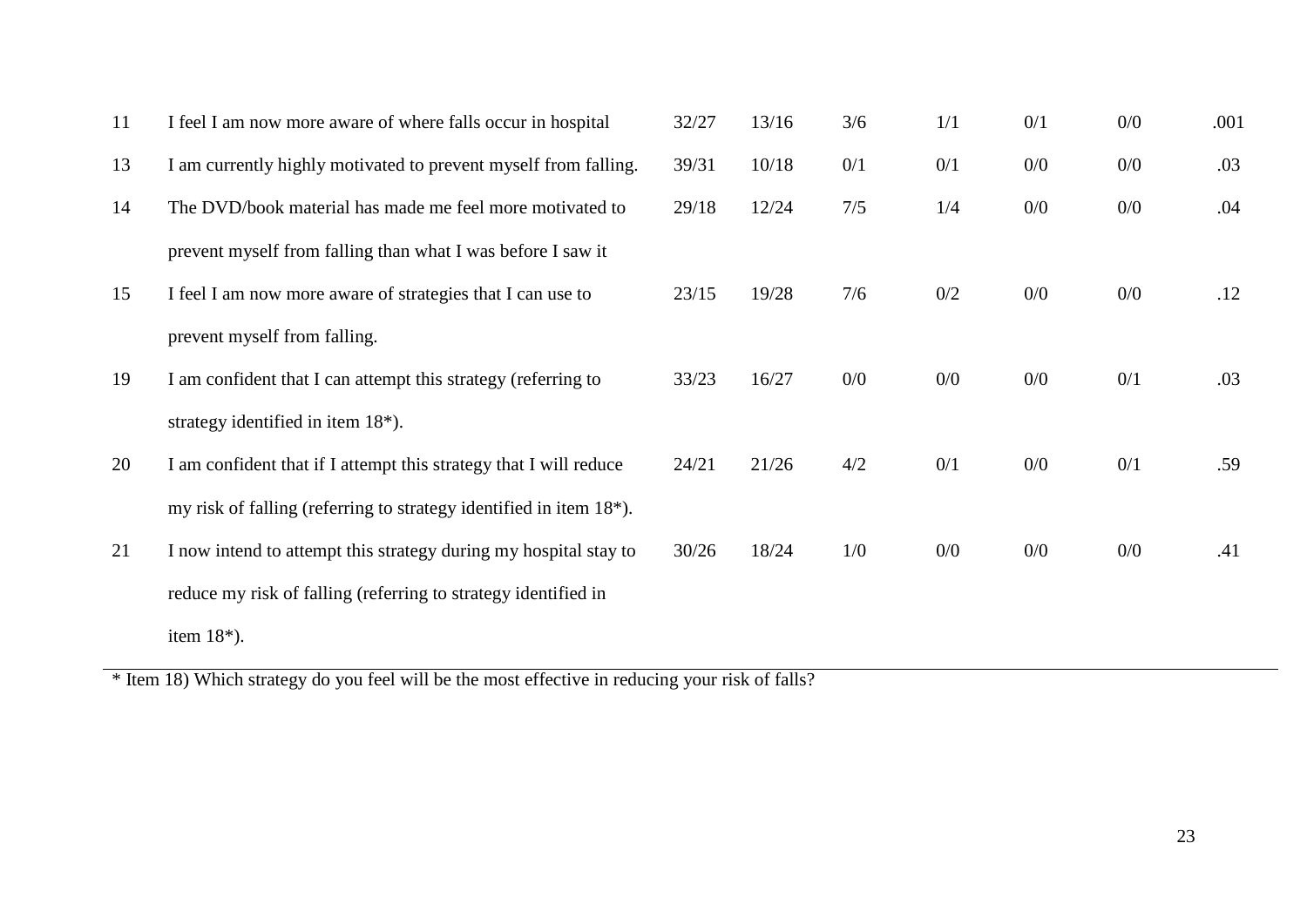| | | | | | | | | |
|---|---|---|---|---|---|---|---|---|
| 11 | I feel I am now more aware of where falls occur in hospital | 32/27 | 13/16 | 3/6 | 1/1 | 0/1 | 0/0 | .001 |
| 13 | I am currently highly motivated to prevent myself from falling. | 39/31 | 10/18 | 0/1 | 0/1 | 0/0 | 0/0 | .03 |
| 14 | The DVD/book material has made me feel more motivated to prevent myself from falling than what I was before I saw it | 29/18 | 12/24 | 7/5 | 1/4 | 0/0 | 0/0 | .04 |
| 15 | I feel I am now more aware of strategies that I can use to prevent myself from falling. | 23/15 | 19/28 | 7/6 | 0/2 | 0/0 | 0/0 | .12 |
| 19 | I am confident that I can attempt this strategy (referring to strategy identified in item 18*). | 33/23 | 16/27 | 0/0 | 0/0 | 0/0 | 0/1 | .03 |
| 20 | I am confident that if I attempt this strategy that I will reduce my risk of falling (referring to strategy identified in item 18*). | 24/21 | 21/26 | 4/2 | 0/1 | 0/0 | 0/1 | .59 |
| 21 | I now intend to attempt this strategy during my hospital stay to reduce my risk of falling (referring to strategy identified in item 18*). | 30/26 | 18/24 | 1/0 | 0/0 | 0/0 | 0/0 | .41 |

* Item 18) Which strategy do you feel will be the most effective in reducing your risk of falls?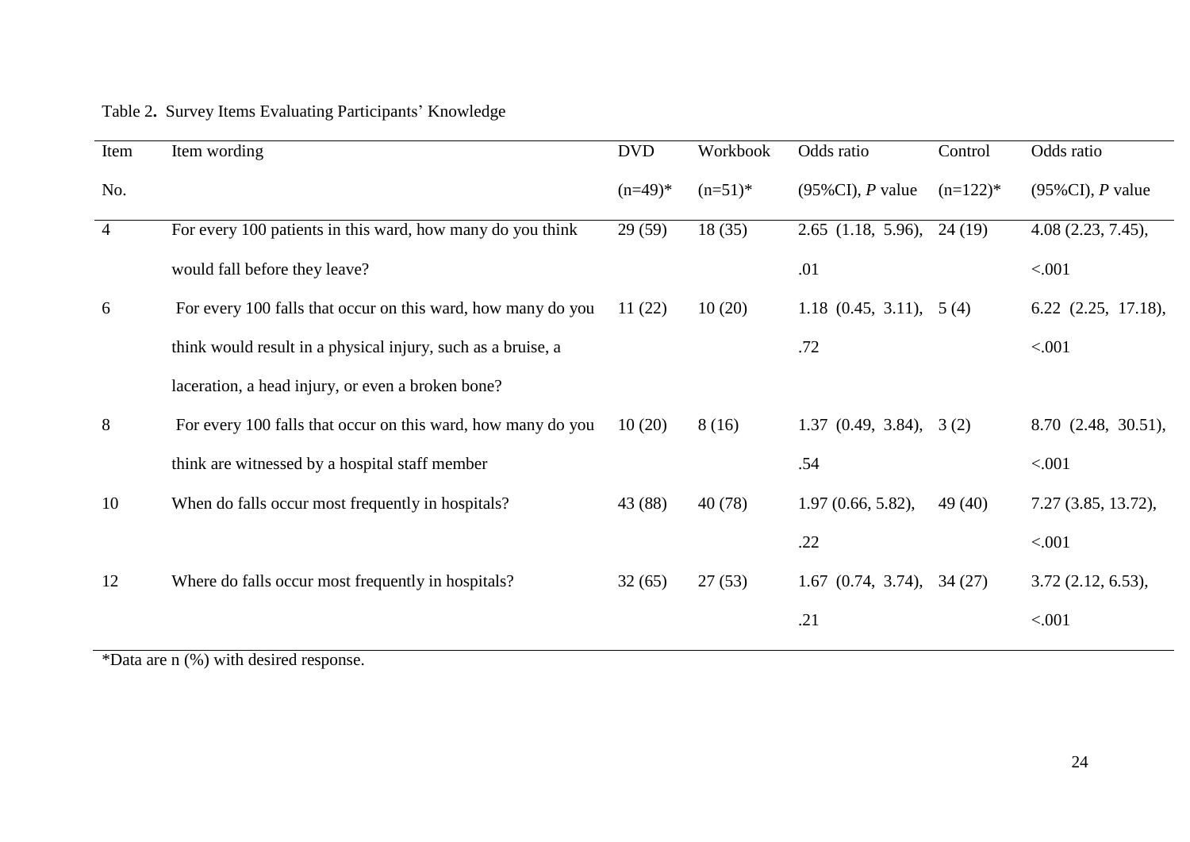Table 2. Survey Items Evaluating Participants' Knowledge

| Item No. | Item wording | DVD (n=49)* | Workbook (n=51)* | Odds ratio (95%CI), *P* value | Control (n=122)* | Odds ratio (95%CI), *P* value |
|---|---|---|---|---|---|---|
| 4 | For every 100 patients in this ward, how many do you think would fall before they leave? | 29 (59) | 18 (35) | 2.65 (1.18, 5.96), .01 | 24 (19) | 4.08 (2.23, 7.45), <.001 |
| 6 | For every 100 falls that occur on this ward, how many do you think would result in a physical injury, such as a bruise, a laceration, a head injury, or even a broken bone? | 11 (22) | 10 (20) | 1.18 (0.45, 3.11), .72 | 5 (4) | 6.22 (2.25, 17.18), <.001 |
| 8 | For every 100 falls that occur on this ward, how many do you think are witnessed by a hospital staff member | 10 (20) | 8 (16) | 1.37 (0.49, 3.84), .54 | 3 (2) | 8.70 (2.48, 30.51), <.001 |
| 10 | When do falls occur most frequently in hospitals? | 43 (88) | 40 (78) | 1.97 (0.66, 5.82), .22 | 49 (40) | 7.27 (3.85, 13.72), <.001 |
| 12 | Where do falls occur most frequently in hospitals? | 32 (65) | 27 (53) | 1.67 (0.74, 3.74), .21 | 34 (27) | 3.72 (2.12, 6.53), <.001 |

*Data are n (%) with desired response.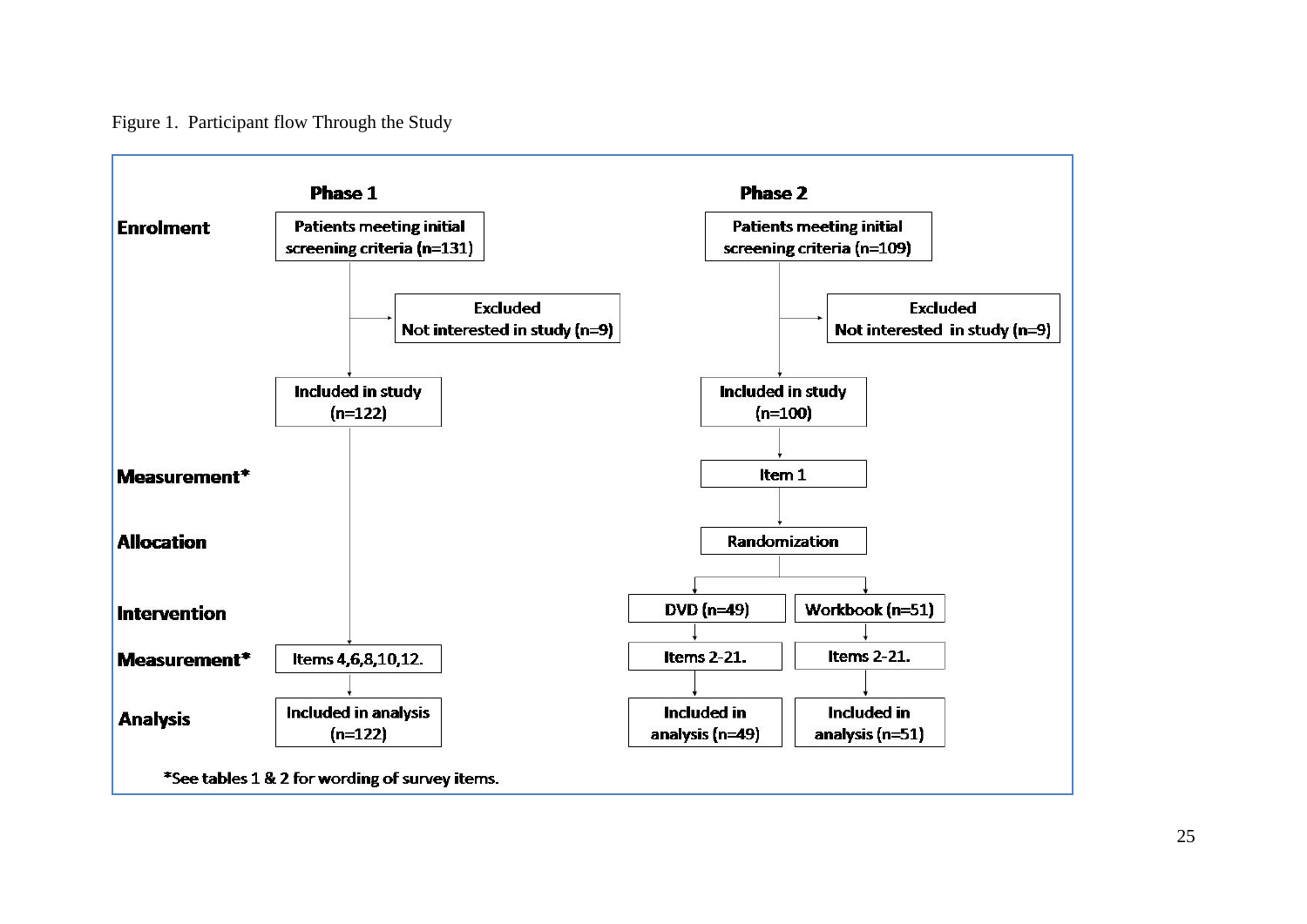Figure 1. Participant flow Through the Study

Phase 1

Phase 2

Enrolment

Patients meeting initial screening criteria (n=131)

Excluded
Not interested in study (n=9)

Included in study (n=122)

Patients meeting initial screening criteria (n=109)

Excluded
Not interested in study (n=9)

Included in study (n=100)

Measurement*

Item 1

Allocation

Randomization

Intervention

DVD (n=49)

Workbook (n=51)

Measurement*

Items 4,6,8,10,12.

Items 2-21.

Items 2-21.

Analysis

Included in analysis (n=122)

Included in analysis (n=49)

Included in analysis (n=51)

*See tables 1 & 2 for wording of survey items.